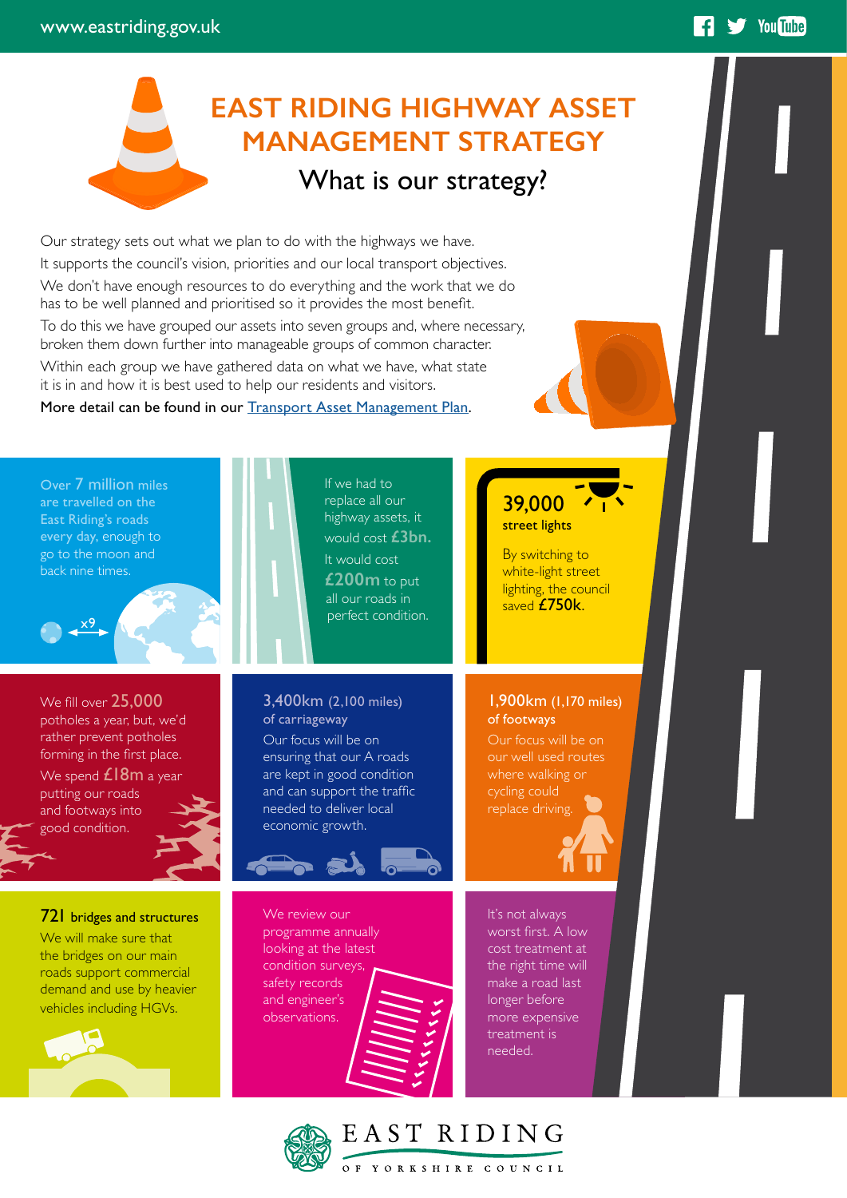# EAST RIDING HIGHWAY ASSET MANAGEMENT STRATEGY

## What is our strategy?

Our strategy sets out what we plan to do with the highways we have.

It supports the council's vision, priorities and our local transport objectives.

We don't have enough resources to do everything and the work that we do has to be well planned and prioritised so it provides the most benefit.

To do this we have grouped our assets into seven groups and, where necessary, broken them down further into manageable groups of common character.

Within each group we have gathered data on what we have, what state it is in and how it is best used to help our residents and visitors.

More detail can be found in our Transport Asset Management Plan.

Over **7 million** miles are travelled on the East Riding's roads every day, enough to go to the moon and back nine times.

If we had to replace all our highway assets, it would cost **£3bn.**

It would cost **£200m** to put all our roads in perfect condition.

**39,000 street lights**

By switching to white-light street lighting, the council saved **£750k**.

We fill over **25,000** potholes a year, but, we'd rather prevent potholes forming in the first place.

We spend **£18m** a year putting our roads and footways into good condition.

**3,400km** (2,100 miles) of carriageway

Our focus will be on ensuring that our A roads are kept in good condition and can support the traffic needed to deliver local economic growth.

**1,900km** (1,170 miles) of footways

Our focus will be on our well used routes where walking or cycling could replace driving.

**721 bridges and structures**

We will make sure that the bridges on our main roads support commercial demand and use by heavier vehicles including HGVs.

We review our programme annually looking at the latest condition surveys, safety records and engineer's observations.

It's not always worst first. A low cost treatment at the right time will make a road last longer before more expensive treatment is needed.

EAST RIDING OF YORKSHIRE COUNCIL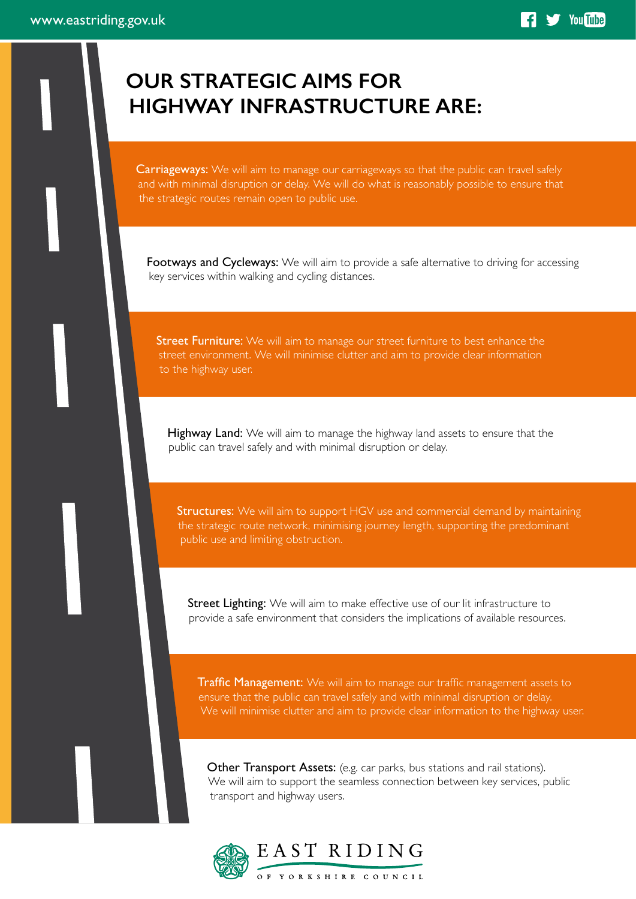# OUR STRATEGIC AIMS FOR HIGHWAY INFRASTRUCTURE ARE:

**Carriageways:** We will aim to manage our carriageways so that the public can travel safely and with minimal disruption or delay. We will do what is reasonably possible to ensure that the strategic routes remain open to public use.

**Footways and Cycleways:** We will aim to provide a safe alternative to driving for accessing key services within walking and cycling distances.

**Street Furniture:** We will aim to manage our street furniture to best enhance the street environment. We will minimise clutter and aim to provide clear information to the highway user.

**Highway Land:** We will aim to manage the highway land assets to ensure that the public can travel safely and with minimal disruption or delay.

**Structures:** We will aim to support HGV use and commercial demand by maintaining the strategic route network, minimising journey length, supporting the predominant public use and limiting obstruction.

**Street Lighting:** We will aim to make effective use of our lit infrastructure to provide a safe environment that considers the implications of available resources.

**Traffic Management:** We will aim to manage our traffic management assets to ensure that the public can travel safely and with minimal disruption or delay. We will minimise clutter and aim to provide clear information to the highway user.

**Other Transport Assets:** (e.g. car parks, bus stations and rail stations). We will aim to support the seamless connection between key services, public transport and highway users.

EAST RIDING OF YORKSHIRE COUNCIL